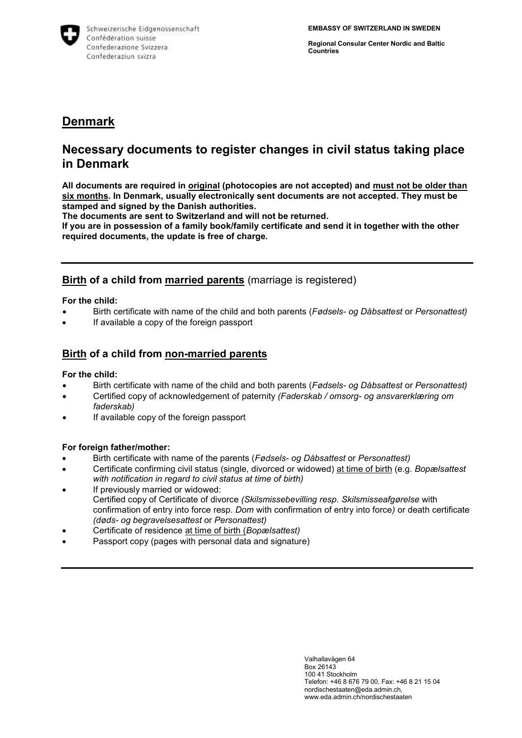Schweizerische Eidgenossenschaft
Confédération suisse
Confederazione Svizzera
Confederaziun svizra

**EMBASSY OF SWITZERLAND IN SWEDEN**

**Regional Consular Center Nordic and Baltic Countries**

# Denmark

## Necessary documents to register changes in civil status taking place in Denmark

**All documents are required in original (photocopies are not accepted) and must not be older than six months. In Denmark, usually electronically sent documents are not accepted. They must be stamped and signed by the Danish authorities.**
**The documents are sent to Switzerland and will not be returned.**
**If you are in possession of a family book/family certificate and send it in together with the other required documents, the update is free of charge.**

---

### Birth of a child from married parents (marriage is registered)

**For the child:**

- Birth certificate with name of the child and both parents (*Fødsels- og Dåbsattest* or *Personattest)*
- If available a copy of the foreign passport

### Birth of a child from non-married parents

**For the child:**

- Birth certificate with name of the child and both parents (*Fødsels- og Dåbsattest* or *Personattest)*
- Certified copy of acknowledgement of paternity *(Faderskab / omsorg- og ansvarerklæring om faderskab)*
- If available copy of the foreign passport

**For foreign father/mother:**

- Birth certificate with name of the parents (*Fødsels- og Dåbsattest* or *Personattest)*
- Certificate confirming civil status (single, divorced or widowed) at time of birth (e.g. *Bopælsattest with notification in regard to civil status at time of birth)*
- If previously married or widowed:
  Certified copy of Certificate of divorce *(Skilsmissebevilling resp. Skilsmisseafgørelse* with confirmation of entry into force resp. *Dom* with confirmation of entry into force*)* or death certificate *(døds- og begravelsesattest* or *Personattest)*
- Certificate of residence at time of birth (*Bopælsattest)*
- Passport copy (pages with personal data and signature)

---

Valhallavägen 64
Box 26143
100 41 Stockholm
Telefon: +46 8 676 79 00, Fax: +46 8 21 15 04
nordischestaaten@eda.admin.ch,
www.eda.admin.ch/nordischestaaten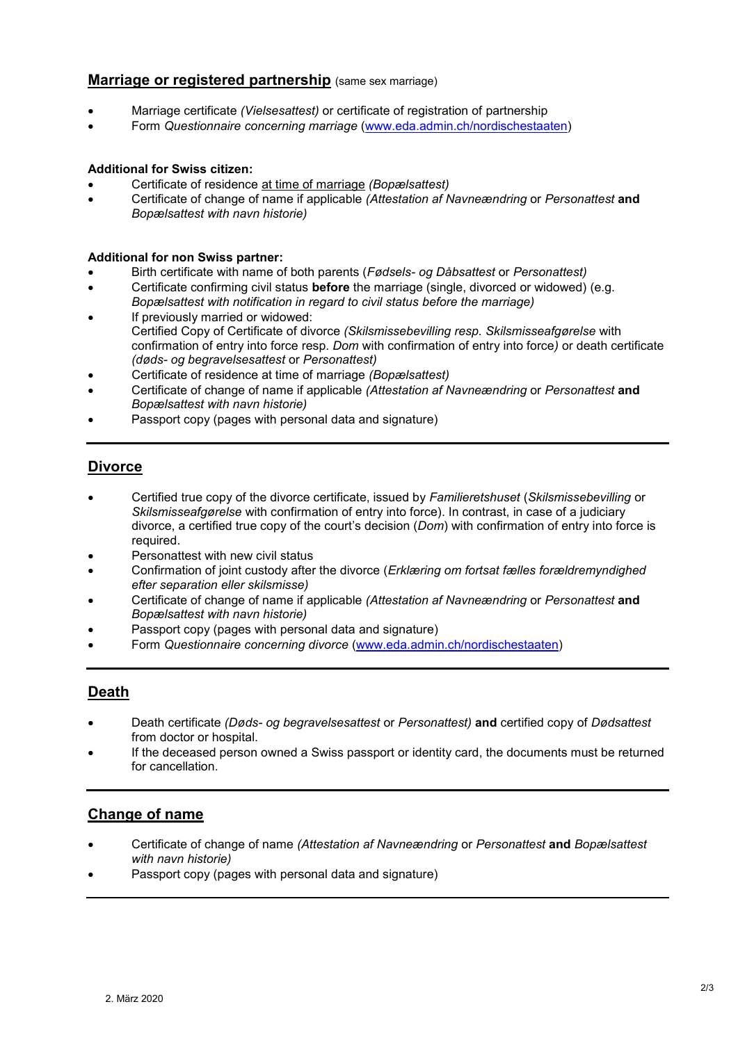## <u>Marriage or registered partnership</u> (same sex marriage)

- Marriage certificate *(Vielsesattest)* or certificate of registration of partnership
- Form *Questionnaire concerning marriage* ([www.eda.admin.ch/nordischestaaten](www.eda.admin.ch/nordischestaaten))

**Additional for Swiss citizen:**

- Certificate of residence <u>at time of marriage</u> *(Bopælsattest)*
- Certificate of change of name if applicable *(Attestation af Navneændring* or *Personattest* **and** *Bopælsattest with navn historie)*

**Additional for non Swiss partner:**

- Birth certificate with name of both parents (*Fødsels- og Dåbsattest* or *Personattest)*
- Certificate confirming civil status **before** the marriage (single, divorced or widowed) (e.g. *Bopælsattest with notification in regard to civil status before the marriage)*
- If previously married or widowed:
  Certified Copy of Certificate of divorce *(Skilsmissebevilling resp. Skilsmisseafgørelse* with confirmation of entry into force) resp. *Dom* with confirmation of entry into force*)* or death certificate *(døds- og begravelsesattest* or *Personattest)*
- Certificate of residence at time of marriage *(Bopælsattest)*
- Certificate of change of name if applicable *(Attestation af Navneændring* or *Personattest* **and** *Bopælsattest with navn historie)*
- Passport copy (pages with personal data and signature)

---

## <u>Divorce</u>

- Certified true copy of the divorce certificate, issued by *Familieretshuset* (*Skilsmissebevilling* or *Skilsmisseafgørelse* with confirmation of entry into force). In contrast, in case of a judiciary divorce, a certified true copy of the court's decision (*Dom*) with confirmation of entry into force is required.
- Personattest with new civil status
- Confirmation of joint custody after the divorce (*Erklæring om fortsat fælles forældremyndighed efter separation eller skilsmisse)*
- Certificate of change of name if applicable *(Attestation af Navneændring* or *Personattest* **and** *Bopælsattest with navn historie)*
- Passport copy (pages with personal data and signature)
- Form *Questionnaire concerning divorce* ([www.eda.admin.ch/nordischestaaten](www.eda.admin.ch/nordischestaaten))

---

## <u>Death</u>

- Death certificate *(Døds- og begravelsesattest* or *Personattest)* **and** certified copy of *Dødsattest* from doctor or hospital.
- If the deceased person owned a Swiss passport or identity card, the documents must be returned for cancellation.

---

## <u>Change of name</u>

- Certificate of change of name *(Attestation af Navneændring* or *Personattest* **and** *Bopælsattest with navn historie)*
- Passport copy (pages with personal data and signature)

---

2. März 2020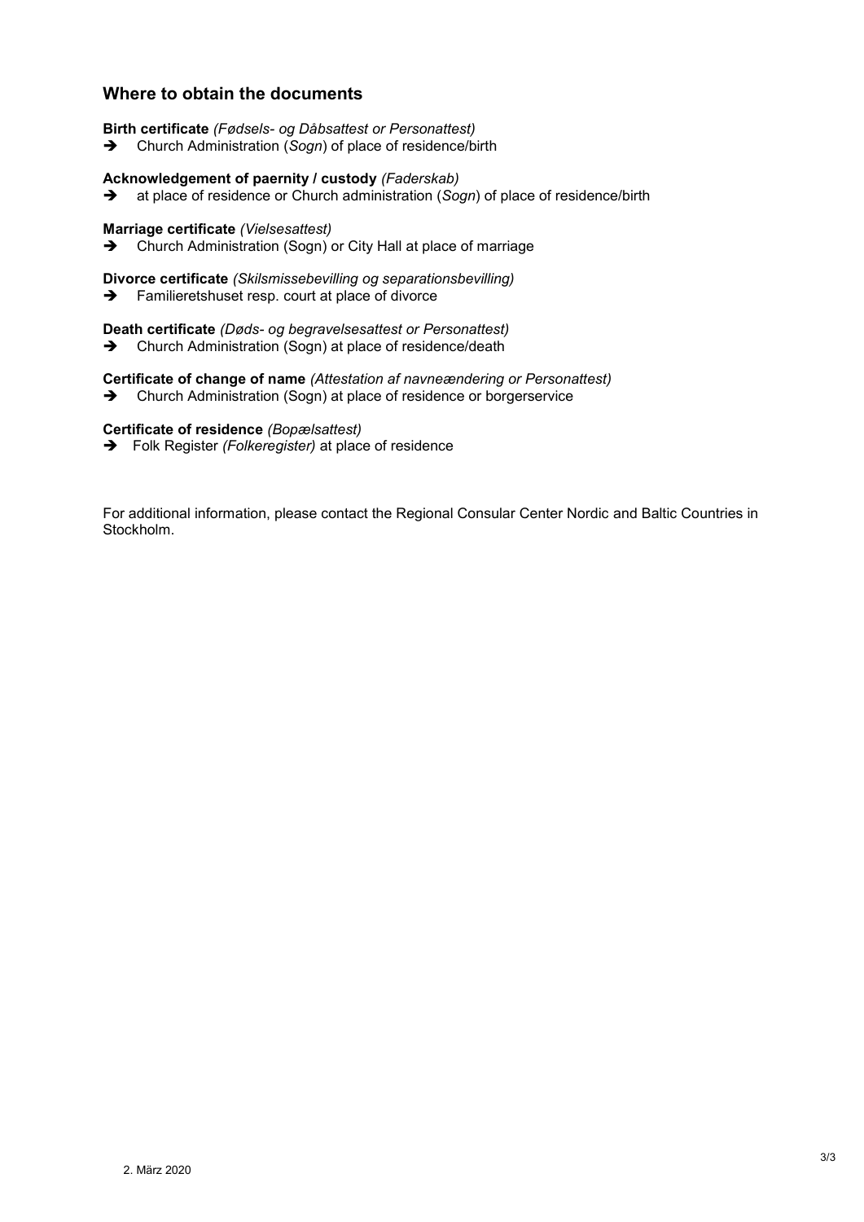## Where to obtain the documents

**Birth certificate** *(Fødsels- og Dåbsattest or Personattest)*
➔ Church Administration (*Sogn*) of place of residence/birth

**Acknowledgement of paernity / custody** *(Faderskab)*
➔ at place of residence or Church administration (*Sogn*) of place of residence/birth

**Marriage certificate** *(Vielsesattest)*
➔ Church Administration (Sogn) or City Hall at place of marriage

**Divorce certificate** *(Skilsmissebevilling og separationsbevilling)*
➔ Familieretshuset resp. court at place of divorce

**Death certificate** *(Døds- og begravelsesattest or Personattest)*
➔ Church Administration (Sogn) at place of residence/death

**Certificate of change of name** *(Attestation af navneændering or Personattest)*
➔ Church Administration (Sogn) at place of residence or borgerservice

**Certificate of residence** *(Bopælsattest)*
➔ Folk Register *(Folkeregister)* at place of residence

For additional information, please contact the Regional Consular Center Nordic and Baltic Countries in Stockholm.

2. März 2020